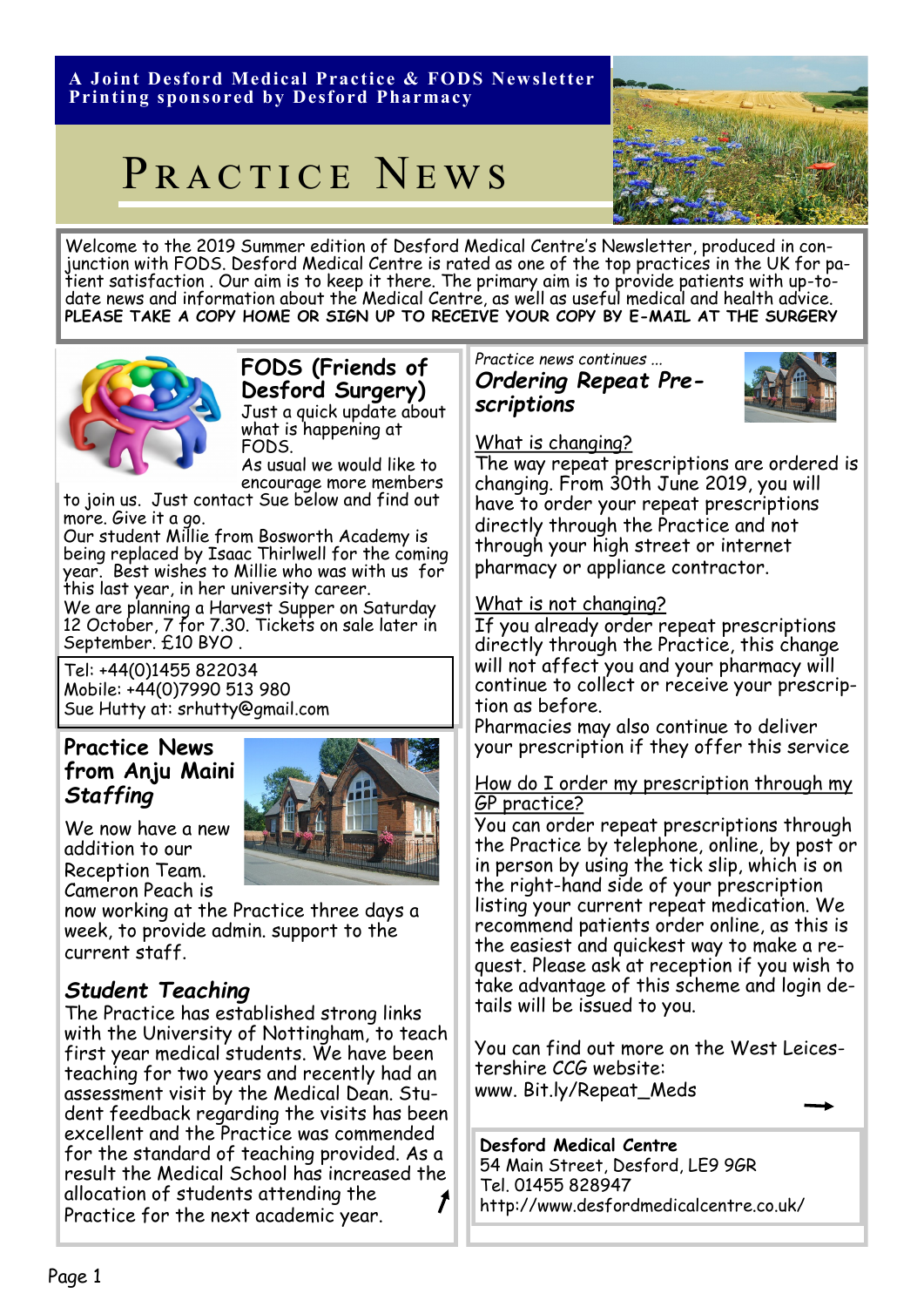A Joint Desford Medical Practice & FODS Newsletter
Printing sponsored by Desford Pharmacy

# PRACTICE NEWS

Welcome to the 2019 Summer edition of Desford Medical Centre's Newsletter, produced in conjunction with FODS. Desford Medical Centre is rated as one of the top practices in the UK for patient satisfaction . Our aim is to keep it there. The primary aim is to provide patients with up-to-date news and information about the Medical Centre, as well as useful medical and health advice.
**PLEASE TAKE A COPY HOME OR SIGN UP TO RECEIVE YOUR COPY BY E-MAIL AT THE SURGERY**

## FODS (Friends of Desford Surgery)

Just a quick update about what is happening at FODS.
As usual we would like to encourage more members to join us. Just contact Sue below and find out more. Give it a go.
Our student Millie from Bosworth Academy is being replaced by Isaac Thirlwell for the coming year. Best wishes to Millie who was with us for this last year, in her university career.
We are planning a Harvest Supper on Saturday 12 October, 7 for 7.30. Tickets on sale later in September. £10 BYO .

Tel: +44(0)1455 822034
Mobile: +44(0)7990 513 980
Sue Hutty at: srhutty@gmail.com

## Practice News from Anju Maini

### *Staffing*

We now have a new addition to our Reception Team. Cameron Peach is now working at the Practice three days a week, to provide admin. support to the current staff.

### *Student Teaching*

The Practice has established strong links with the University of Nottingham, to teach first year medical students. We have been teaching for two years and recently had an assessment visit by the Medical Dean. Student feedback regarding the visits has been excellent and the Practice was commended for the standard of teaching provided. As a result the Medical School has increased the allocation of students attending the Practice for the next academic year.

*Practice news continues ...*

## *Ordering Repeat Prescriptions*

What is changing?
The way repeat prescriptions are ordered is changing. From 30th June 2019, you will have to order your repeat prescriptions directly through the Practice and not through your high street or internet pharmacy or appliance contractor.

What is not changing?
If you already order repeat prescriptions directly through the Practice, this change will not affect you and your pharmacy will continue to collect or receive your prescription as before.
Pharmacies may also continue to deliver your prescription if they offer this service

How do I order my prescription through my GP practice?
You can order repeat prescriptions through the Practice by telephone, online, by post or in person by using the tick slip, which is on the right-hand side of your prescription listing your current repeat medication. We recommend patients order online, as this is the easiest and quickest way to make a request. Please ask at reception if you wish to take advantage of this scheme and login details will be issued to you.

You can find out more on the West Leicestershire CCG website:
www. Bit.ly/Repeat_Meds

**Desford Medical Centre**
54 Main Street, Desford, LE9 9GR
Tel. 01455 828947
http://www.desfordmedicalcentre.co.uk/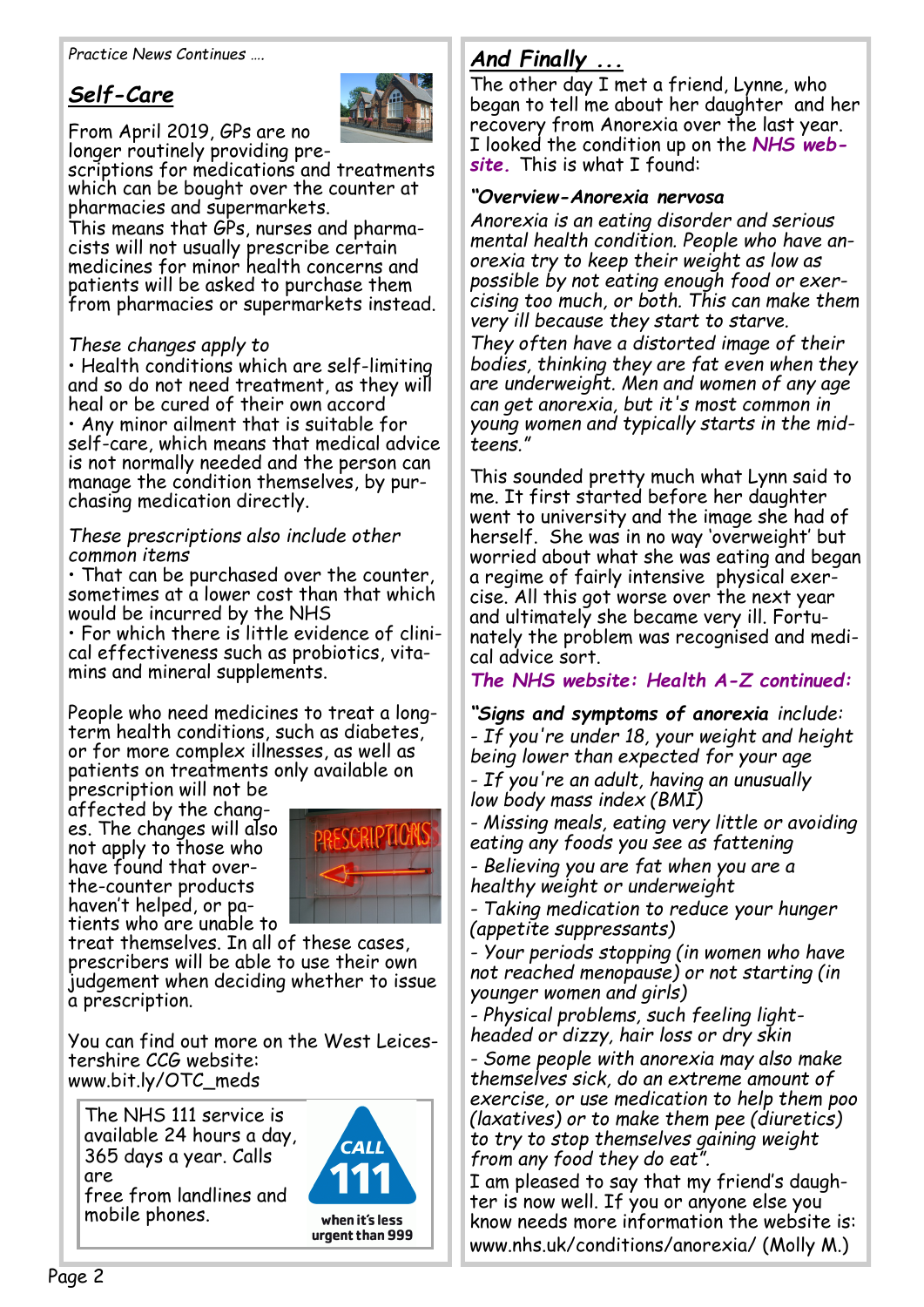*Practice News Continues ….*

## *Self-Care*

From April 2019, GPs are no longer routinely providing prescriptions for medications and treatments which can be bought over the counter at pharmacies and supermarkets.
This means that GPs, nurses and pharmacists will not usually prescribe certain medicines for minor health concerns and patients will be asked to purchase them from pharmacies or supermarkets instead.

*These changes apply to*

- Health conditions which are self-limiting and so do not need treatment, as they will heal or be cured of their own accord
- Any minor ailment that is suitable for self-care, which means that medical advice is not normally needed and the person can manage the condition themselves, by purchasing medication directly.

*These prescriptions also include other common items*

- That can be purchased over the counter, sometimes at a lower cost than that which would be incurred by the NHS
- For which there is little evidence of clinical effectiveness such as probiotics, vitamins and mineral supplements.

People who need medicines to treat a long-term health conditions, such as diabetes, or for more complex illnesses, as well as patients on treatments only available on prescription will not be affected by the changes. The changes will also not apply to those who have found that over-the-counter products haven't helped, or patients who are unable to treat themselves. In all of these cases, prescribers will be able to use their own judgement when deciding whether to issue a prescription.

You can find out more on the West Leicestershire CCG website:
www.bit.ly/OTC_meds

The NHS 111 service is available 24 hours a day, 365 days a year. Calls are
free from landlines and mobile phones.

CALL 111 when it's less urgent than 999

## *And Finally ...*

The other day I met a friend, Lynne, who began to tell me about her daughter and her recovery from Anorexia over the last year. I looked the condition up on the ***NHS website.*** This is what I found:

***"Overview-Anorexia nervosa***

*Anorexia is an eating disorder and serious mental health condition. People who have anorexia try to keep their weight as low as possible by not eating enough food or exercising too much, or both. This can make them very ill because they start to starve.*
*They often have a distorted image of their bodies, thinking they are fat even when they are underweight. Men and women of any age can get anorexia, but it's most common in young women and typically starts in the mid-teens."*

This sounded pretty much what Lynn said to me. It first started before her daughter went to university and the image she had of herself. She was in no way 'overweight' but worried about what she was eating and began a regime of fairly intensive physical exercise. All this got worse over the next year and ultimately she became very ill. Fortunately the problem was recognised and medical advice sort.

***The NHS website: Health A-Z continued:***

***"Signs and symptoms of anorexia*** *include:*
*- If you're under 18, your weight and height being lower than expected for your age*
*- If you're an adult, having an unusually low body mass index (BMI)*
*- Missing meals, eating very little or avoiding eating any foods you see as fattening*
*- Believing you are fat when you are a healthy weight or underweight*
*- Taking medication to reduce your hunger (appetite suppressants)*
*- Your periods stopping (in women who have not reached menopause) or not starting (in younger women and girls)*
*- Physical problems, such feeling light-headed or dizzy, hair loss or dry skin*
*- Some people with anorexia may also make themselves sick, do an extreme amount of exercise, or use medication to help them poo (laxatives) or to make them pee (diuretics) to try to stop themselves gaining weight from any food they do eat".*

I am pleased to say that my friend's daughter is now well. If you or anyone else you know needs more information the website is: www.nhs.uk/conditions/anorexia/ (Molly M.)